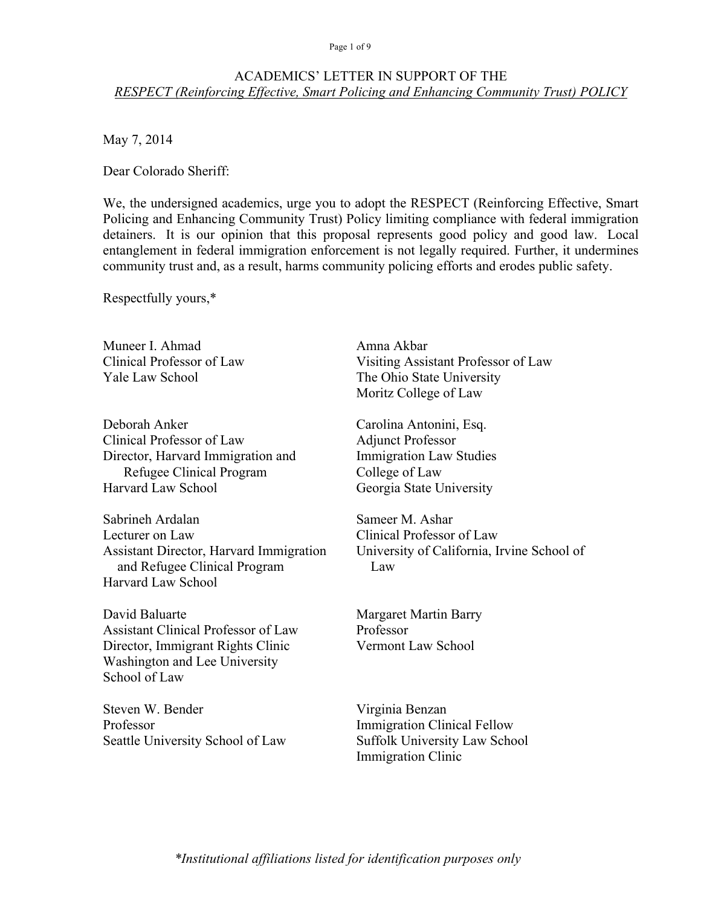# ACADEMICS' LETTER IN SUPPORT OF THE
## *RESPECT (Reinforcing Effective, Smart Policing and Enhancing Community Trust) POLICY*

May 7, 2014

Dear Colorado Sheriff:

We, the undersigned academics, urge you to adopt the RESPECT (Reinforcing Effective, Smart Policing and Enhancing Community Trust) Policy limiting compliance with federal immigration detainers. It is our opinion that this proposal represents good policy and good law. Local entanglement in federal immigration enforcement is not legally required. Further, it undermines community trust and, as a result, harms community policing efforts and erodes public safety.

Respectfully yours,*

Muneer I. Ahmad
Clinical Professor of Law
Yale Law School

Amna Akbar
Visiting Assistant Professor of Law
The Ohio State University
Moritz College of Law

Deborah Anker
Clinical Professor of Law
Director, Harvard Immigration and Refugee Clinical Program
Harvard Law School

Carolina Antonini, Esq.
Adjunct Professor
Immigration Law Studies
College of Law
Georgia State University

Sabrineh Ardalan
Lecturer on Law
Assistant Director, Harvard Immigration and Refugee Clinical Program
Harvard Law School

Sameer M. Ashar
Clinical Professor of Law
University of California, Irvine School of Law

David Baluarte
Assistant Clinical Professor of Law
Director, Immigrant Rights Clinic
Washington and Lee University School of Law

Margaret Martin Barry
Professor
Vermont Law School

Steven W. Bender
Professor
Seattle University School of Law

Virginia Benzan
Immigration Clinical Fellow
Suffolk University Law School
Immigration Clinic

*\*Institutional affiliations listed for identification purposes only*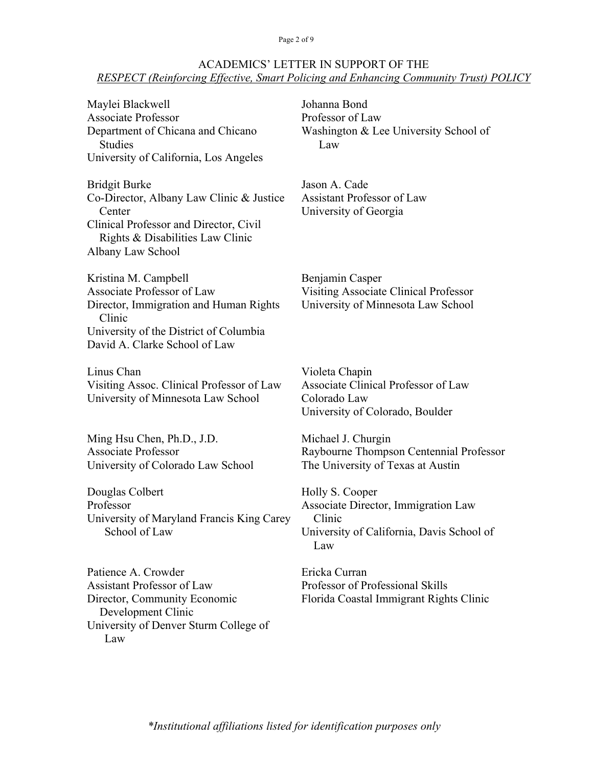ACADEMICS' LETTER IN SUPPORT OF THE
*RESPECT (Reinforcing Effective, Smart Policing and Enhancing Community Trust) POLICY*

Maylei Blackwell
Associate Professor
Department of Chicana and Chicano Studies
University of California, Los Angeles

Johanna Bond
Professor of Law
Washington & Lee University School of Law

Bridgit Burke
Co-Director, Albany Law Clinic & Justice Center
Clinical Professor and Director, Civil Rights & Disabilities Law Clinic
Albany Law School

Jason A. Cade
Assistant Professor of Law
University of Georgia

Kristina M. Campbell
Associate Professor of Law
Director, Immigration and Human Rights Clinic
University of the District of Columbia
David A. Clarke School of Law

Benjamin Casper
Visiting Associate Clinical Professor
University of Minnesota Law School

Linus Chan
Visiting Assoc. Clinical Professor of Law
University of Minnesota Law School

Violeta Chapin
Associate Clinical Professor of Law
Colorado Law
University of Colorado, Boulder

Ming Hsu Chen, Ph.D., J.D.
Associate Professor
University of Colorado Law School

Michael J. Churgin
Raybourne Thompson Centennial Professor
The University of Texas at Austin

Douglas Colbert
Professor
University of Maryland Francis King Carey School of Law

Holly S. Cooper
Associate Director, Immigration Law Clinic
University of California, Davis School of Law

Patience A. Crowder
Assistant Professor of Law
Director, Community Economic Development Clinic
University of Denver Sturm College of Law

Ericka Curran
Professor of Professional Skills
Florida Coastal Immigrant Rights Clinic

*\*Institutional affiliations listed for identification purposes only*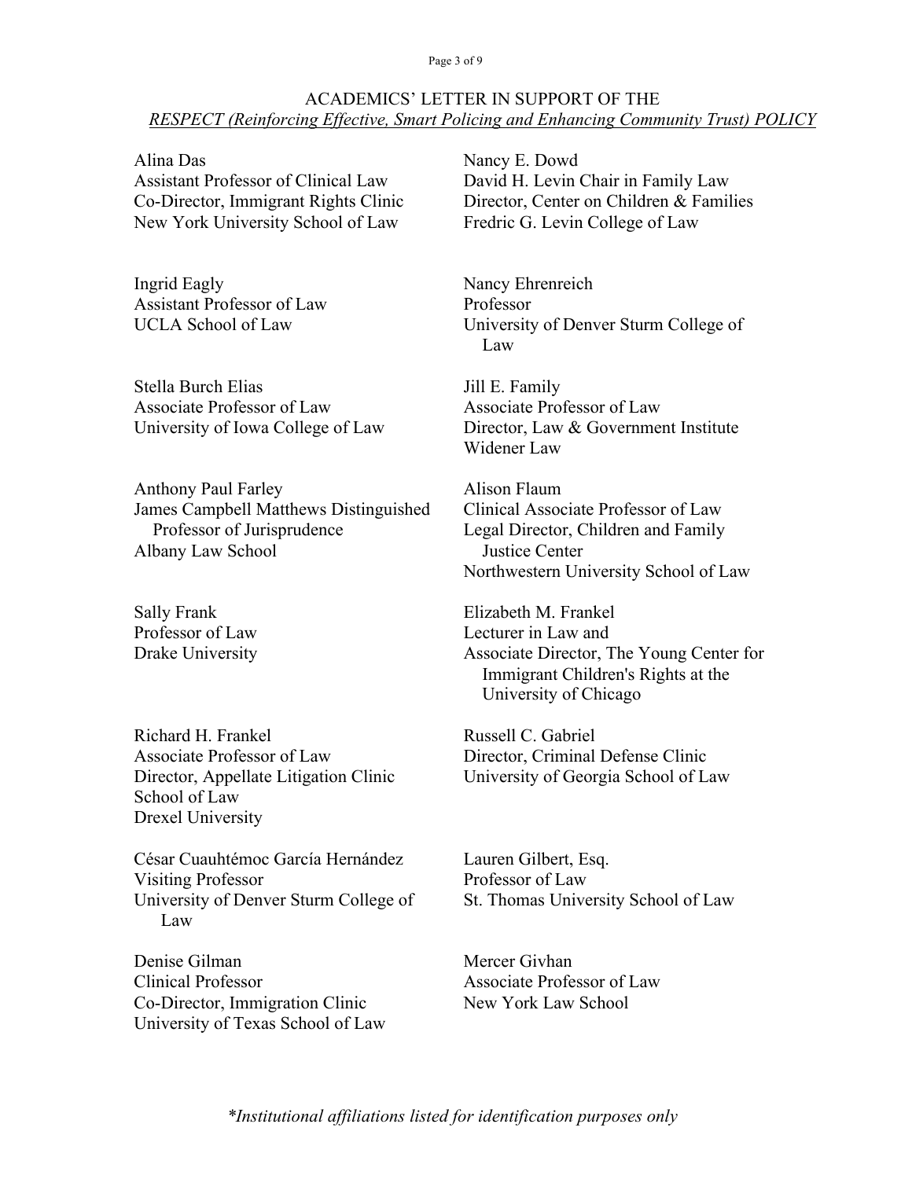ACADEMICS' LETTER IN SUPPORT OF THE
*RESPECT (Reinforcing Effective, Smart Policing and Enhancing Community Trust) POLICY*

Alina Das
Assistant Professor of Clinical Law
Co-Director, Immigrant Rights Clinic
New York University School of Law

Nancy E. Dowd
David H. Levin Chair in Family Law
Director, Center on Children & Families
Fredric G. Levin College of Law

Ingrid Eagly
Assistant Professor of Law
UCLA School of Law

Nancy Ehrenreich
Professor
University of Denver Sturm College of Law

Stella Burch Elias
Associate Professor of Law
University of Iowa College of Law

Jill E. Family
Associate Professor of Law
Director, Law & Government Institute
Widener Law

Anthony Paul Farley
James Campbell Matthews Distinguished Professor of Jurisprudence
Albany Law School

Alison Flaum
Clinical Associate Professor of Law
Legal Director, Children and Family Justice Center
Northwestern University School of Law

Sally Frank
Professor of Law
Drake University

Elizabeth M. Frankel
Lecturer in Law and
Associate Director, The Young Center for Immigrant Children's Rights at the University of Chicago

Richard H. Frankel
Associate Professor of Law
Director, Appellate Litigation Clinic
School of Law
Drexel University

Russell C. Gabriel
Director, Criminal Defense Clinic
University of Georgia School of Law

César Cuauhtémoc García Hernández
Visiting Professor
University of Denver Sturm College of Law

Lauren Gilbert, Esq.
Professor of Law
St. Thomas University School of Law

Denise Gilman
Clinical Professor
Co-Director, Immigration Clinic
University of Texas School of Law

Mercer Givhan
Associate Professor of Law
New York Law School

*\*Institutional affiliations listed for identification purposes only*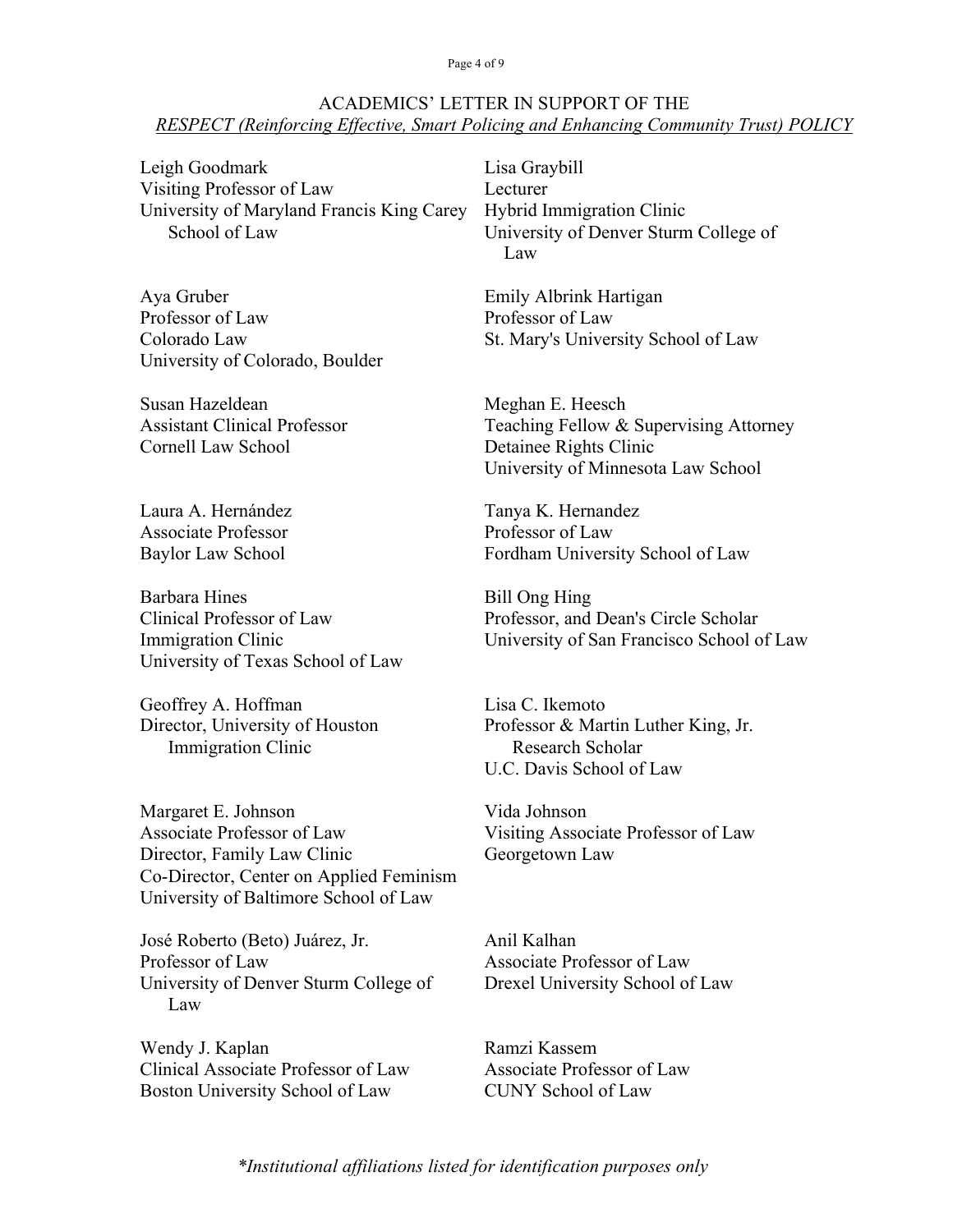ACADEMICS' LETTER IN SUPPORT OF THE
*RESPECT (Reinforcing Effective, Smart Policing and Enhancing Community Trust) POLICY*

Leigh Goodmark
Visiting Professor of Law
University of Maryland Francis King Carey School of Law

Lisa Graybill
Lecturer
Hybrid Immigration Clinic
University of Denver Sturm College of Law

Aya Gruber
Professor of Law
Colorado Law
University of Colorado, Boulder

Emily Albrink Hartigan
Professor of Law
St. Mary's University School of Law

Susan Hazeldean
Assistant Clinical Professor
Cornell Law School

Meghan E. Heesch
Teaching Fellow & Supervising Attorney
Detainee Rights Clinic
University of Minnesota Law School

Laura A. Hernández
Associate Professor
Baylor Law School

Tanya K. Hernandez
Professor of Law
Fordham University School of Law

Barbara Hines
Clinical Professor of Law
Immigration Clinic
University of Texas School of Law

Bill Ong Hing
Professor, and Dean's Circle Scholar
University of San Francisco School of Law

Geoffrey A. Hoffman
Director, University of Houston Immigration Clinic

Lisa C. Ikemoto
Professor & Martin Luther King, Jr. Research Scholar
U.C. Davis School of Law

Margaret E. Johnson
Associate Professor of Law
Director, Family Law Clinic
Co-Director, Center on Applied Feminism
University of Baltimore School of Law

Vida Johnson
Visiting Associate Professor of Law
Georgetown Law

José Roberto (Beto) Juárez, Jr.
Professor of Law
University of Denver Sturm College of Law

Anil Kalhan
Associate Professor of Law
Drexel University School of Law

Wendy J. Kaplan
Clinical Associate Professor of Law
Boston University School of Law

Ramzi Kassem
Associate Professor of Law
CUNY School of Law

*\*Institutional affiliations listed for identification purposes only*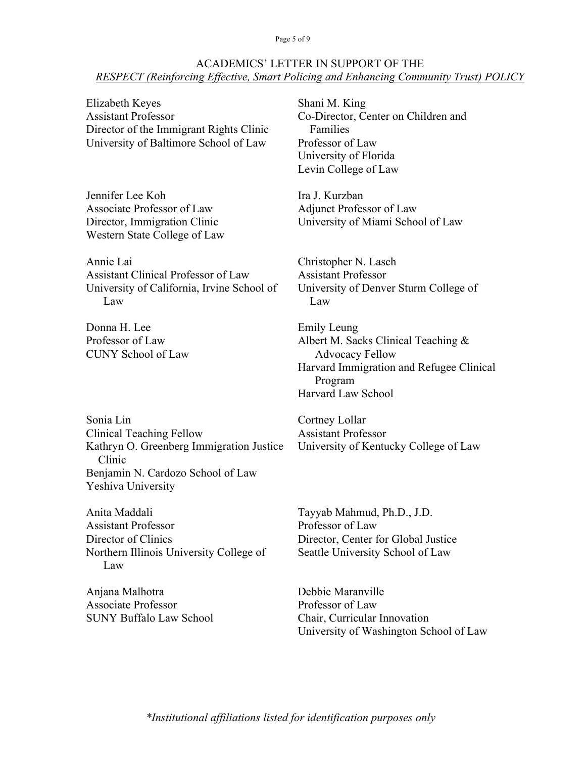ACADEMICS' LETTER IN SUPPORT OF THE
*RESPECT (Reinforcing Effective, Smart Policing and Enhancing Community Trust) POLICY*

Elizabeth Keyes
Assistant Professor
Director of the Immigrant Rights Clinic
University of Baltimore School of Law

Shani M. King
Co-Director, Center on Children and Families
Professor of Law
University of Florida
Levin College of Law

Jennifer Lee Koh
Associate Professor of Law
Director, Immigration Clinic
Western State College of Law

Ira J. Kurzban
Adjunct Professor of Law
University of Miami School of Law

Annie Lai
Assistant Clinical Professor of Law
University of California, Irvine School of Law

Christopher N. Lasch
Assistant Professor
University of Denver Sturm College of Law

Donna H. Lee
Professor of Law
CUNY School of Law

Emily Leung
Albert M. Sacks Clinical Teaching & Advocacy Fellow
Harvard Immigration and Refugee Clinical Program
Harvard Law School

Sonia Lin
Clinical Teaching Fellow
Kathryn O. Greenberg Immigration Justice Clinic
Benjamin N. Cardozo School of Law
Yeshiva University

Cortney Lollar
Assistant Professor
University of Kentucky College of Law

Anita Maddali
Assistant Professor
Director of Clinics
Northern Illinois University College of Law

Tayyab Mahmud, Ph.D., J.D.
Professor of Law
Director, Center for Global Justice
Seattle University School of Law

Anjana Malhotra
Associate Professor
SUNY Buffalo Law School

Debbie Maranville
Professor of Law
Chair, Curricular Innovation
University of Washington School of Law

*\*Institutional affiliations listed for identification purposes only*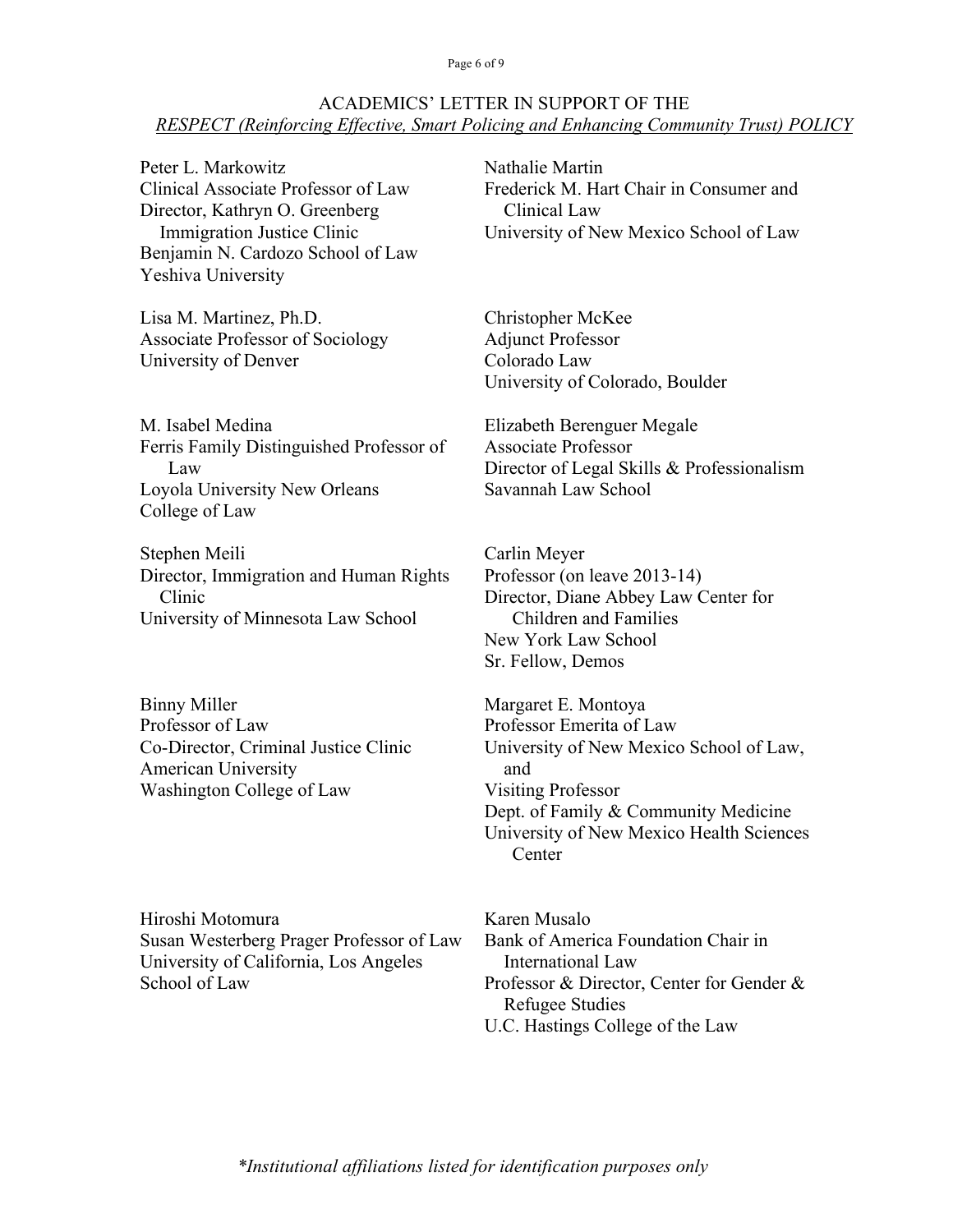ACADEMICS' LETTER IN SUPPORT OF THE
*RESPECT (Reinforcing Effective, Smart Policing and Enhancing Community Trust) POLICY*

Peter L. Markowitz
Clinical Associate Professor of Law
Director, Kathryn O. Greenberg Immigration Justice Clinic
Benjamin N. Cardozo School of Law
Yeshiva University

Nathalie Martin
Frederick M. Hart Chair in Consumer and Clinical Law
University of New Mexico School of Law

Lisa M. Martinez, Ph.D.
Associate Professor of Sociology
University of Denver

Christopher McKee
Adjunct Professor
Colorado Law
University of Colorado, Boulder

M. Isabel Medina
Ferris Family Distinguished Professor of Law
Loyola University New Orleans
College of Law

Elizabeth Berenguer Megale
Associate Professor
Director of Legal Skills & Professionalism
Savannah Law School

Stephen Meili
Director, Immigration and Human Rights Clinic
University of Minnesota Law School

Carlin Meyer
Professor (on leave 2013-14)
Director, Diane Abbey Law Center for Children and Families
New York Law School
Sr. Fellow, Demos

Binny Miller
Professor of Law
Co-Director, Criminal Justice Clinic
American University
Washington College of Law

Margaret E. Montoya
Professor Emerita of Law
University of New Mexico School of Law, and
Visiting Professor
Dept. of Family & Community Medicine
University of New Mexico Health Sciences Center

Hiroshi Motomura
Susan Westerberg Prager Professor of Law
University of California, Los Angeles
School of Law

Karen Musalo
Bank of America Foundation Chair in International Law
Professor & Director, Center for Gender & Refugee Studies
U.C. Hastings College of the Law

*\*Institutional affiliations listed for identification purposes only*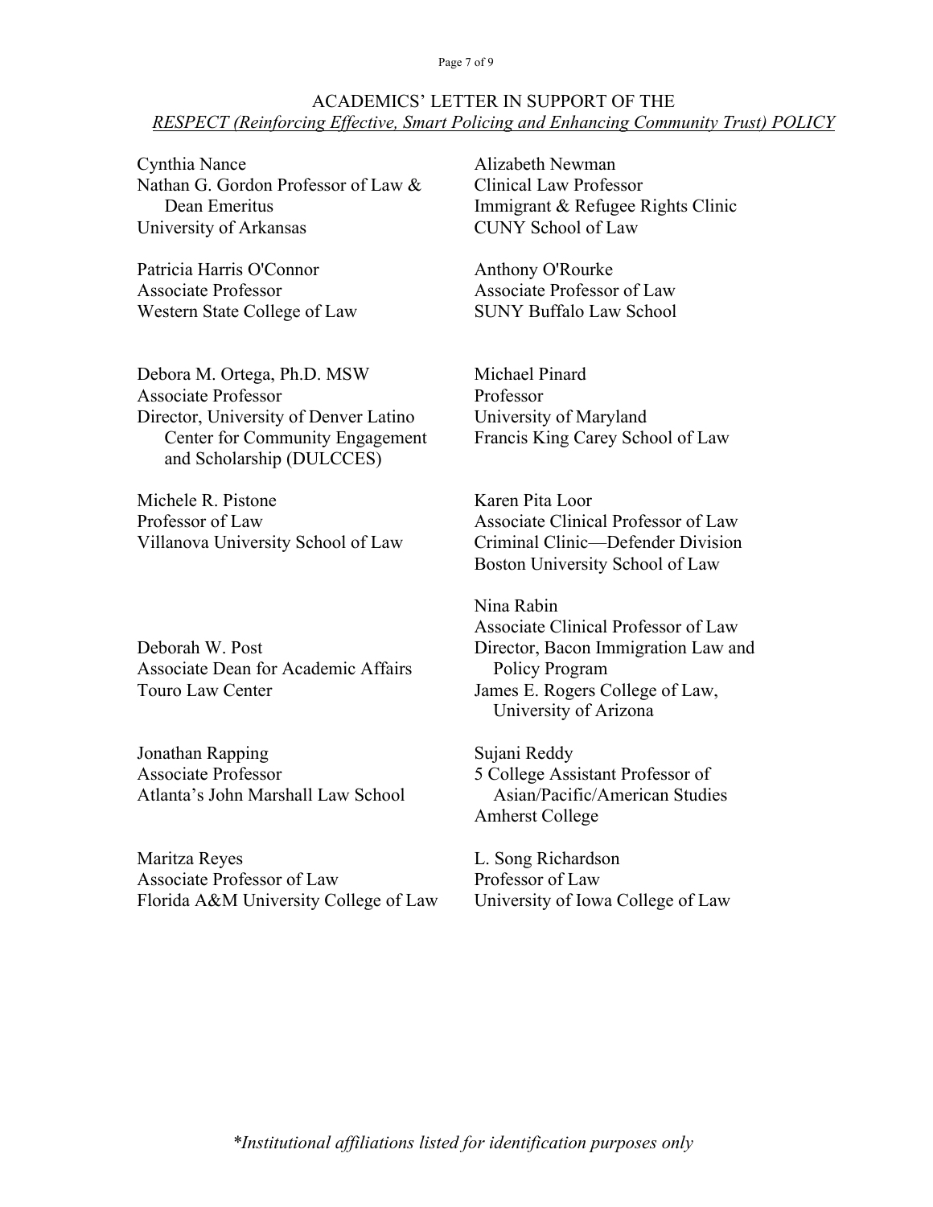ACADEMICS' LETTER IN SUPPORT OF THE
*RESPECT (Reinforcing Effective, Smart Policing and Enhancing Community Trust) POLICY*

Cynthia Nance
Nathan G. Gordon Professor of Law & Dean Emeritus
University of Arkansas

Alizabeth Newman
Clinical Law Professor
Immigrant & Refugee Rights Clinic
CUNY School of Law

Patricia Harris O'Connor
Associate Professor
Western State College of Law

Anthony O'Rourke
Associate Professor of Law
SUNY Buffalo Law School

Debora M. Ortega, Ph.D. MSW
Associate Professor
Director, University of Denver Latino Center for Community Engagement and Scholarship (DULCCES)

Michael Pinard
Professor
University of Maryland
Francis King Carey School of Law

Michele R. Pistone
Professor of Law
Villanova University School of Law

Karen Pita Loor
Associate Clinical Professor of Law
Criminal Clinic—Defender Division
Boston University School of Law

Deborah W. Post
Associate Dean for Academic Affairs
Touro Law Center

Nina Rabin
Associate Clinical Professor of Law
Director, Bacon Immigration Law and Policy Program
James E. Rogers College of Law, University of Arizona

Jonathan Rapping
Associate Professor
Atlanta's John Marshall Law School

Sujani Reddy
5 College Assistant Professor of Asian/Pacific/American Studies
Amherst College

Maritza Reyes
Associate Professor of Law
Florida A&M University College of Law

L. Song Richardson
Professor of Law
University of Iowa College of Law

*\*Institutional affiliations listed for identification purposes only*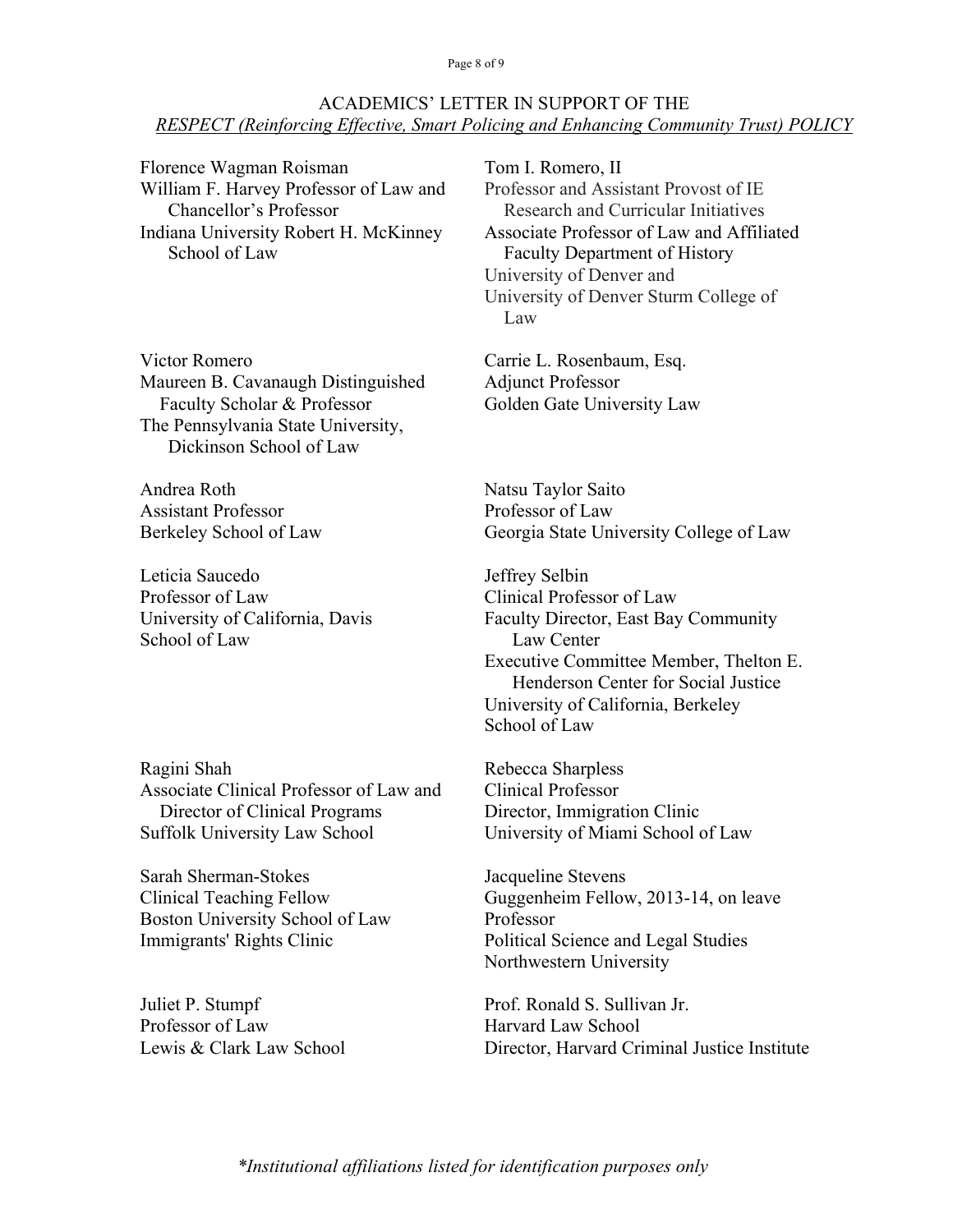ACADEMICS' LETTER IN SUPPORT OF THE
*RESPECT (Reinforcing Effective, Smart Policing and Enhancing Community Trust) POLICY*

Florence Wagman Roisman
William F. Harvey Professor of Law and Chancellor's Professor
Indiana University Robert H. McKinney School of Law

Tom I. Romero, II
Professor and Assistant Provost of IE Research and Curricular Initiatives
Associate Professor of Law and Affiliated Faculty Department of History
University of Denver and
University of Denver Sturm College of Law

Victor Romero
Maureen B. Cavanaugh Distinguished Faculty Scholar & Professor
The Pennsylvania State University, Dickinson School of Law

Carrie L. Rosenbaum, Esq.
Adjunct Professor
Golden Gate University Law

Andrea Roth
Assistant Professor
Berkeley School of Law

Natsu Taylor Saito
Professor of Law
Georgia State University College of Law

Leticia Saucedo
Professor of Law
University of California, Davis School of Law

Jeffrey Selbin
Clinical Professor of Law
Faculty Director, East Bay Community Law Center
Executive Committee Member, Thelton E. Henderson Center for Social Justice
University of California, Berkeley School of Law

Ragini Shah
Associate Clinical Professor of Law and Director of Clinical Programs
Suffolk University Law School

Rebecca Sharpless
Clinical Professor
Director, Immigration Clinic
University of Miami School of Law

Sarah Sherman-Stokes
Clinical Teaching Fellow
Boston University School of Law
Immigrants' Rights Clinic

Jacqueline Stevens
Guggenheim Fellow, 2013-14, on leave
Professor
Political Science and Legal Studies
Northwestern University

Juliet P. Stumpf
Professor of Law
Lewis & Clark Law School

Prof. Ronald S. Sullivan Jr.
Harvard Law School
Director, Harvard Criminal Justice Institute

*\*Institutional affiliations listed for identification purposes only*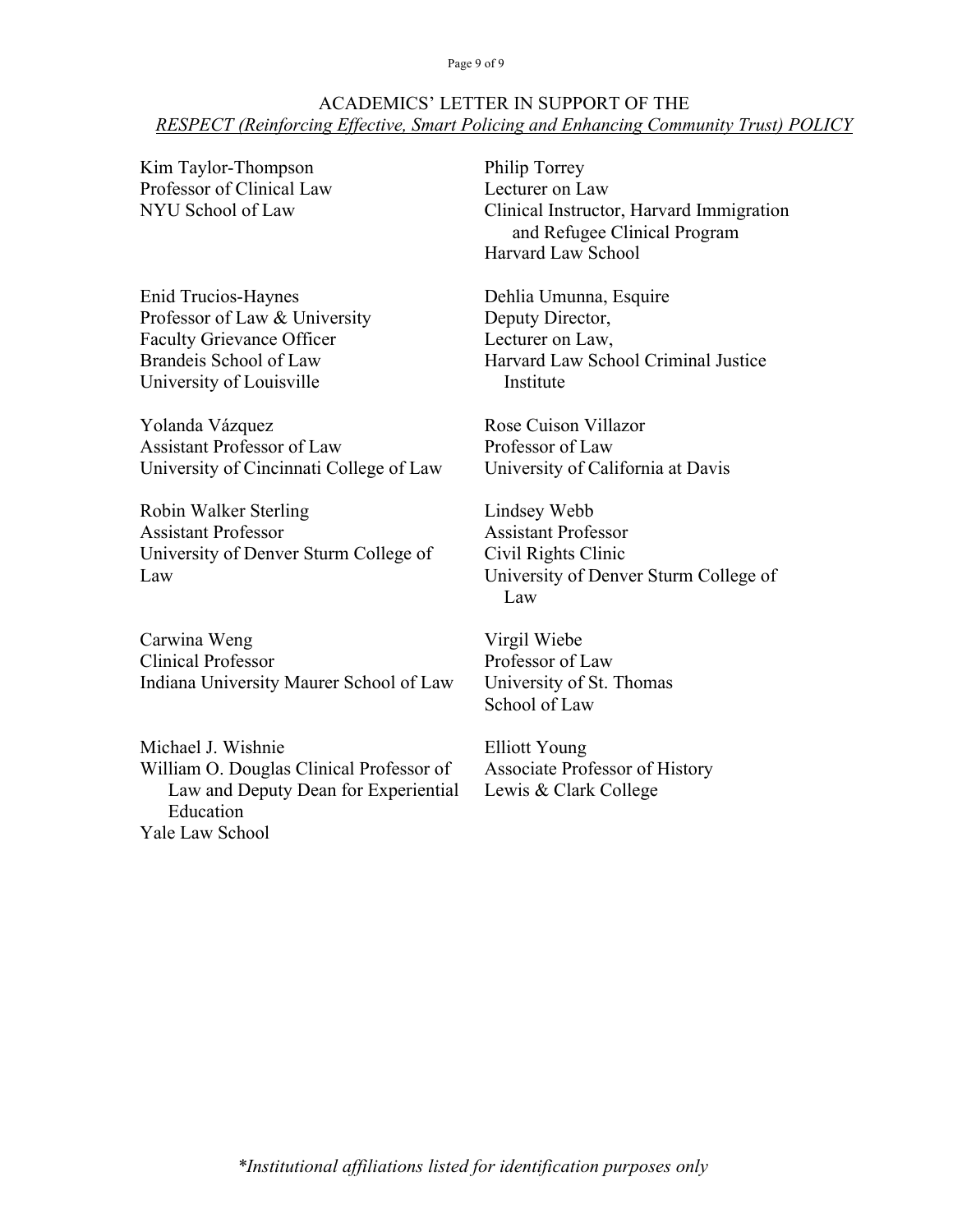ACADEMICS' LETTER IN SUPPORT OF THE
*RESPECT (Reinforcing Effective, Smart Policing and Enhancing Community Trust) POLICY*

Kim Taylor-Thompson
Professor of Clinical Law
NYU School of Law

Philip Torrey
Lecturer on Law
Clinical Instructor, Harvard Immigration and Refugee Clinical Program
Harvard Law School

Enid Trucios-Haynes
Professor of Law & University Faculty Grievance Officer
Brandeis School of Law
University of Louisville

Dehlia Umunna, Esquire
Deputy Director,
Lecturer on Law,
Harvard Law School Criminal Justice Institute

Yolanda Vázquez
Assistant Professor of Law
University of Cincinnati College of Law

Rose Cuison Villazor
Professor of Law
University of California at Davis

Robin Walker Sterling
Assistant Professor
University of Denver Sturm College of Law

Lindsey Webb
Assistant Professor
Civil Rights Clinic
University of Denver Sturm College of Law

Carwina Weng
Clinical Professor
Indiana University Maurer School of Law

Virgil Wiebe
Professor of Law
University of St. Thomas School of Law

Michael J. Wishnie
William O. Douglas Clinical Professor of Law and Deputy Dean for Experiential Education
Yale Law School

Elliott Young
Associate Professor of History
Lewis & Clark College

*\*Institutional affiliations listed for identification purposes only*